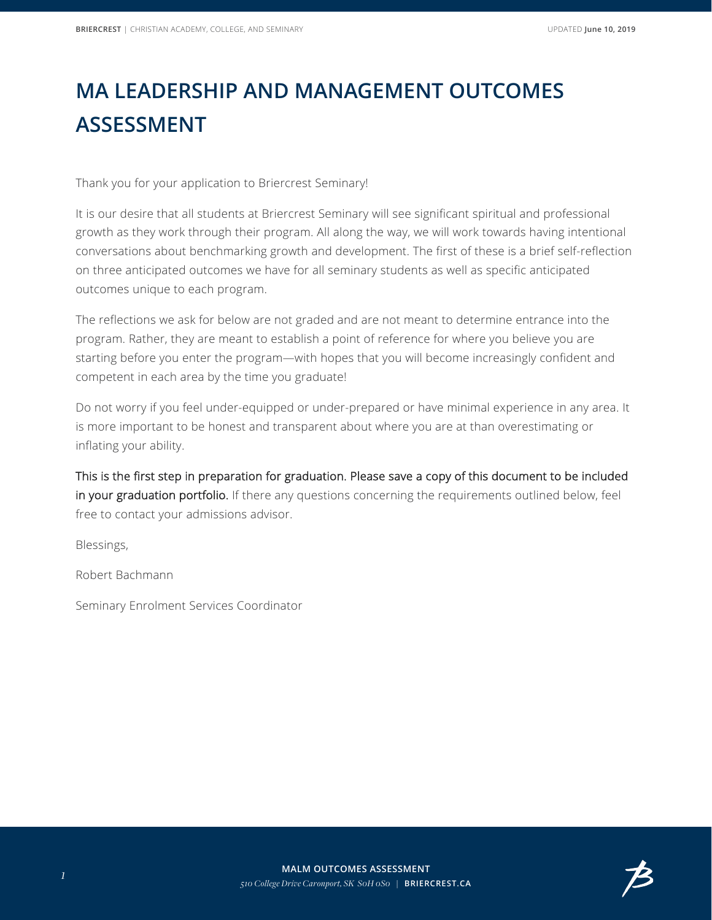# MA LEADERSHIP AND MANAGEMENT OUTCOMES ASSESSMENT

Thank you for your application to Briercrest Seminary!

It is our desire that all students at Briercrest Seminary will see significant spiritual and professional growth as they work through their program. All along the way, we will work towards having intentional conversations about benchmarking growth and development. The first of these is a brief self-reflection on three anticipated outcomes we have for all seminary students as well as specific anticipated outcomes unique to each program.

The reflections we ask for below are not graded and are not meant to determine entrance into the program. Rather, they are meant to establish a point of reference for where you believe you are starting before you enter the program—with hopes that you will become increasingly confident and competent in each area by the time you graduate!

Do not worry if you feel under-equipped or under-prepared or have minimal experience in any area. It is more important to be honest and transparent about where you are at than overestimating or inflating your ability.

This is the first step in preparation for graduation. Please save a copy of this document to be included in your graduation portfolio. If there any questions concerning the requirements outlined below, feel free to contact your admissions advisor.

Blessings,

Robert Bachmann

Seminary Enrolment Services Coordinator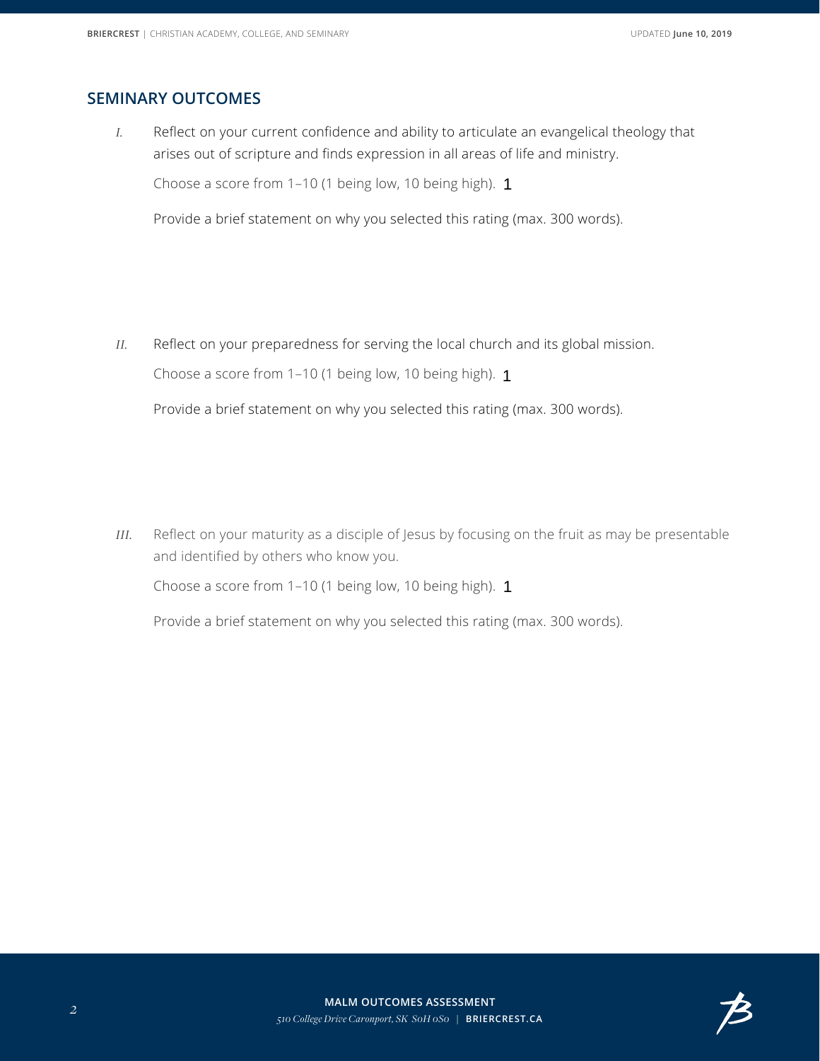## SEMINARY OUTCOMES

*I.* Reflect on your current confidence and ability to articulate an evangelical theology that arises out of scripture and finds expression in all areas of life and ministry.

Choose a score from 1–10 (1 being low, 10 being high). 1

Provide a brief statement on why you selected this rating (max. 300 words).

*II.* Reflect on your preparedness for serving the local church and its global mission.

Choose a score from 1–10 (1 being low, 10 being high). 1

Provide a brief statement on why you selected this rating (max. 300 words).

*III.* Reflect on your maturity as a disciple of Jesus by focusing on the fruit as may be presentable and identified by others who know you.

Choose a score from 1–10 (1 being low, 10 being high). 1

Provide a brief statement on why you selected this rating (max. 300 words).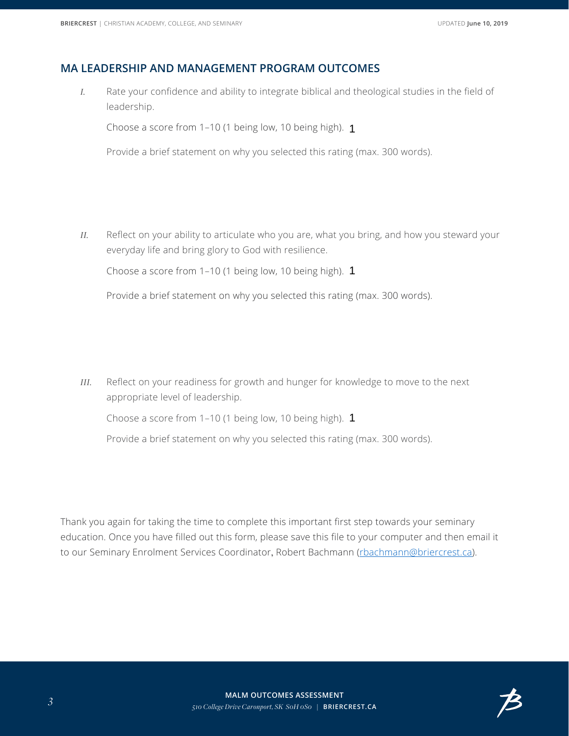## MA LEADERSHIP AND MANAGEMENT PROGRAM OUTCOMES

*I.* Rate your confidence and ability to integrate biblical and theological studies in the field of leadership.

Choose a score from 1–10 (1 being low, 10 being high). 1

Provide a brief statement on why you selected this rating (max. 300 words).

*II.* Reflect on your ability to articulate who you are, what you bring, and how you steward your everyday life and bring glory to God with resilience.

Choose a score from 1–10 (1 being low, 10 being high). 1

Provide a brief statement on why you selected this rating (max. 300 words).

*III.* Reflect on your readiness for growth and hunger for knowledge to move to the next appropriate level of leadership.

Choose a score from 1–10 (1 being low, 10 being high). 1

Provide a brief statement on why you selected this rating (max. 300 words).

Thank you again for taking the time to complete this important first step towards your seminary education. Once you have filled out this form, please save this file to your computer and then email it to our Seminary Enrolment Services Coordinator, Robert Bachmann ([rbachmann@briercrest.ca](mailto:rbachmann@briercrest.ca)).